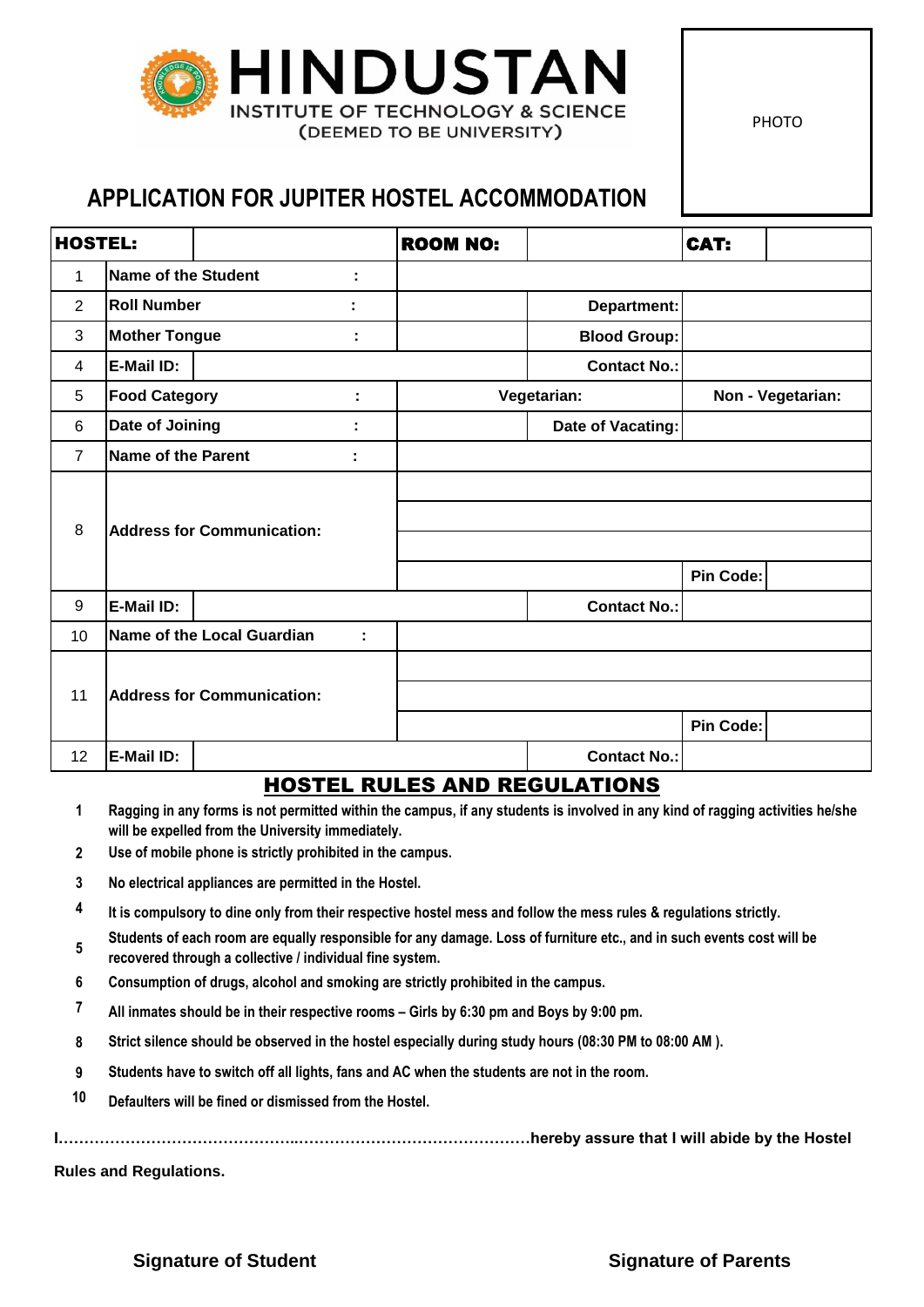**HINDUSTAN**
INSTITUTE OF TECHNOLOGY & SCIENCE
(DEEMED TO BE UNIVERSITY)

PHOTO

# APPLICATION FOR JUPITER HOSTEL ACCOMMODATION

| **HOSTEL:** | | **ROOM NO:** | | **CAT:** | |
|---|---|---|---|---|---|
| 1 | **Name of the Student** : | | | | |
| 2 | **Roll Number** : | | **Department:** | | |
| 3 | **Mother Tongue** : | | **Blood Group:** | | |
| 4 | **E-Mail ID:** | | **Contact No.:** | | |
| 5 | **Food Category** : | **Vegetarian:** | | **Non - Vegetarian:** | |
| 6 | **Date of Joining** : | | **Date of Vacating:** | | |
| 7 | **Name of the Parent** : | | | | |
| 8 | **Address for Communication:** | | | | |
| | | | | | |
| | | | | | |
| | | | | **Pin Code:** | |
| 9 | **E-Mail ID:** | | **Contact No.:** | | |
| 10 | **Name of the Local Guardian** : | | | | |
| 11 | **Address for Communication:** | | | | |
| | | | | | |
| | | | | **Pin Code:** | |
| 12 | **E-Mail ID:** | | **Contact No.:** | | |

## HOSTEL RULES AND REGULATIONS

1. Ragging in any forms is not permitted within the campus, if any students is involved in any kind of ragging activities he/she will be expelled from the University immediately.
2. Use of mobile phone is strictly prohibited in the campus.
3. No electrical appliances are permitted in the Hostel.
4. It is compulsory to dine only from their respective hostel mess and follow the mess rules & regulations strictly.
5. Students of each room are equally responsible for any damage. Loss of furniture etc., and in such events cost will be recovered through a collective / individual fine system.
6. Consumption of drugs, alcohol and smoking are strictly prohibited in the campus.
7. All inmates should be in their respective rooms – Girls by 6:30 pm and Boys by 9:00 pm.
8. Strict silence should be observed in the hostel especially during study hours (08:30 PM to 08:00 AM ).
9. Students have to switch off all lights, fans and AC when the students are not in the room.
10. Defaulters will be fined or dismissed from the Hostel.

**I…………………………………………..…………………………………………hereby assure that I will abide by the Hostel Rules and Regulations.**

**Signature of Student** **Signature of Parents**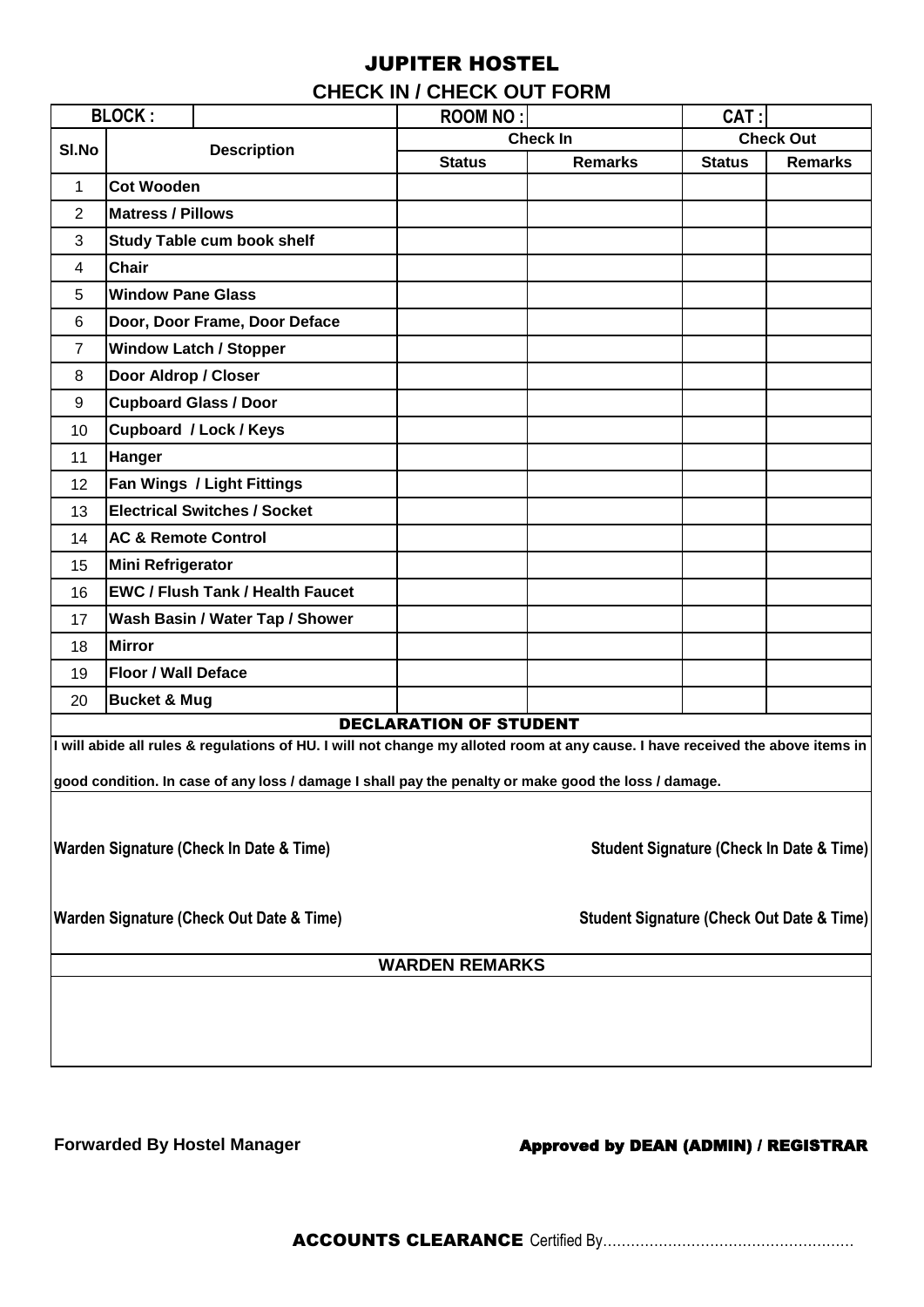# JUPITER HOSTEL

## CHECK IN / CHECK OUT FORM

| BLOCK : | | ROOM NO : | | CAT : | |
|---|---|---|---|---|---|
| **Sl.No** | **Description** | **Check In** | | **Check Out** | |
| | | **Status** | **Remarks** | **Status** | **Remarks** |
| 1 | **Cot Wooden** | | | | |
| 2 | **Matress / Pillows** | | | | |
| 3 | **Study Table cum book shelf** | | | | |
| 4 | **Chair** | | | | |
| 5 | **Window Pane Glass** | | | | |
| 6 | **Door, Door Frame, Door Deface** | | | | |
| 7 | **Window Latch / Stopper** | | | | |
| 8 | **Door Aldrop / Closer** | | | | |
| 9 | **Cupboard Glass / Door** | | | | |
| 10 | **Cupboard / Lock / Keys** | | | | |
| 11 | **Hanger** | | | | |
| 12 | **Fan Wings / Light Fittings** | | | | |
| 13 | **Electrical Switches / Socket** | | | | |
| 14 | **AC & Remote Control** | | | | |
| 15 | **Mini Refrigerator** | | | | |
| 16 | **EWC / Flush Tank / Health Faucet** | | | | |
| 17 | **Wash Basin / Water Tap / Shower** | | | | |
| 18 | **Mirror** | | | | |
| 19 | **Floor / Wall Deface** | | | | |
| 20 | **Bucket & Mug** | | | | |

### DECLARATION OF STUDENT

**I will abide all rules & regulations of HU. I will not change my alloted room at any cause. I have received the above items in good condition. In case of any loss / damage I shall pay the penalty or make good the loss / damage.**

**Warden Signature (Check In Date & Time)** **Student Signature (Check In Date & Time)**

**Warden Signature (Check Out Date & Time)** **Student Signature (Check Out Date & Time)**

### WARDEN REMARKS

**Forwarded By Hostel Manager** **Approved by DEAN (ADMIN) / REGISTRAR**

**ACCOUNTS CLEARANCE** Certified By……………………………………………